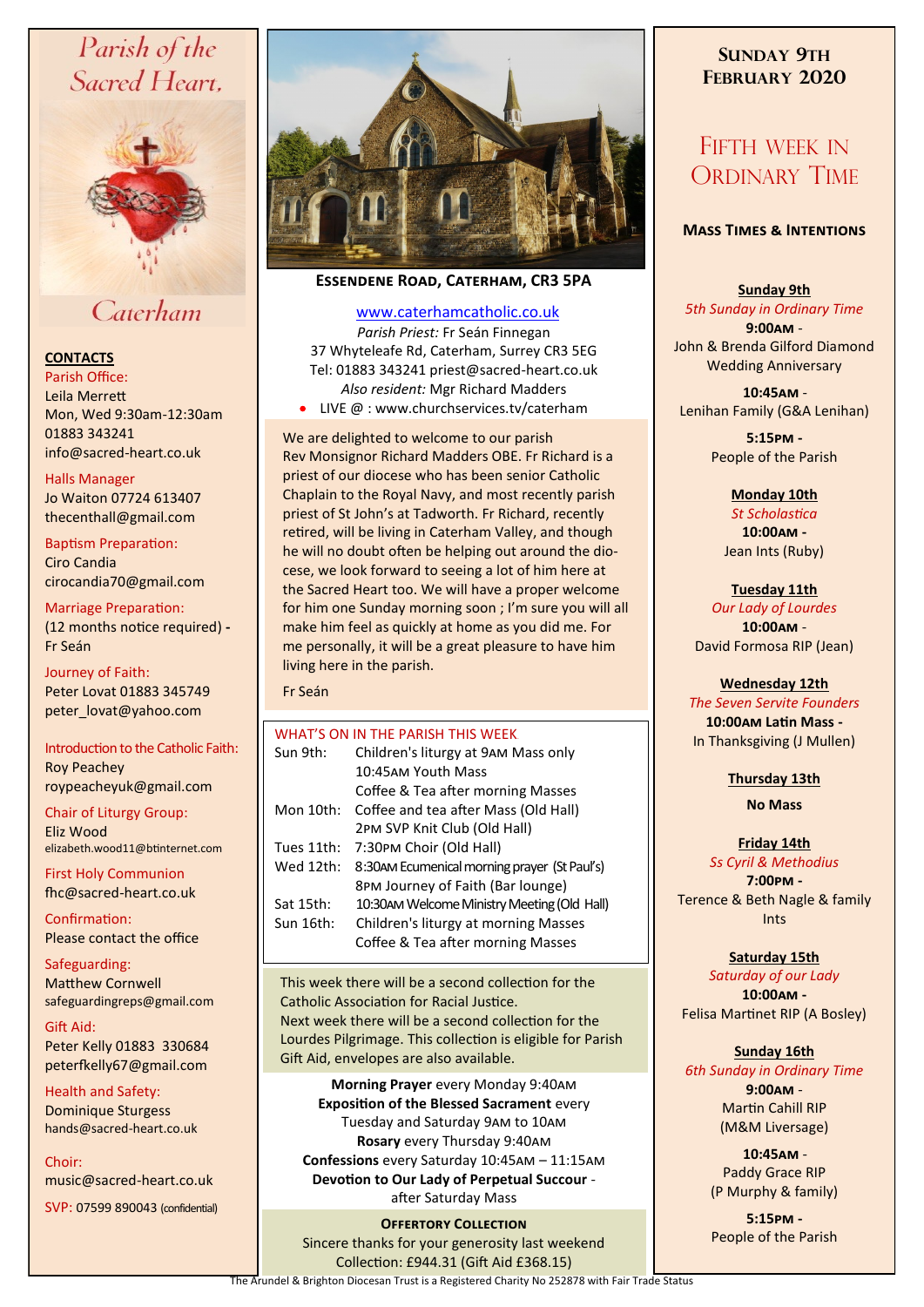# Parish of the Sacred Heart, Caterham

## CONTACTS

Parish Office:
Leila Merrett
Mon, Wed 9:30am-12:30am
01883 343241
info@sacred-heart.co.uk

Halls Manager
Jo Waiton 07724 613407
thecenthall@gmail.com

Baptism Preparation:
Ciro Candia
cirocandia70@gmail.com

Marriage Preparation:
(12 months notice required) - Fr Seán

Journey of Faith:
Peter Lovat 01883 345749
peter_lovat@yahoo.com

Introduction to the Catholic Faith:
Roy Peachey
roypeacheyuk@gmail.com

Chair of Liturgy Group:
Eliz Wood
elizabeth.wood11@btinternet.com

First Holy Communion
fhc@sacred-heart.co.uk

Confirmation:
Please contact the office

Safeguarding:
Matthew Cornwell
safeguardingreps@gmail.com

Gift Aid:
Peter Kelly 01883 330684
peterfkelly67@gmail.com

Health and Safety:
Dominique Sturgess
hands@sacred-heart.co.uk

Choir:
music@sacred-heart.co.uk

SVP: 07599 890043 (confidential)

**ESSENDENE ROAD, CATERHAM, CR3 5PA**

www.caterhamcatholic.co.uk
*Parish Priest:* Fr Seán Finnegan
37 Whyteleafe Rd, Caterham, Surrey CR3 5EG
Tel: 01883 343241 priest@sacred-heart.co.uk
*Also resident:* Mgr Richard Madders

- LIVE @ : www.churchservices.tv/caterham

We are delighted to welcome to our parish Rev Monsignor Richard Madders OBE. Fr Richard is a priest of our diocese who has been senior Catholic Chaplain to the Royal Navy, and most recently parish priest of St John's at Tadworth. Fr Richard, recently retired, will be living in Caterham Valley, and though he will no doubt often be helping out around the diocese, we look forward to seeing a lot of him here at the Sacred Heart too. We will have a proper welcome for him one Sunday morning soon ; I'm sure you will all make him feel as quickly at home as you did me. For me personally, it will be a great pleasure to have him living here in the parish.

Fr Seán

### WHAT'S ON IN THE PARISH THIS WEEK

| | |
|---|---|
| Sun 9th: | Children's liturgy at 9AM Mass only |
| | 10:45AM Youth Mass |
| | Coffee & Tea after morning Masses |
| Mon 10th: | Coffee and tea after Mass (Old Hall) |
| | 2PM SVP Knit Club (Old Hall) |
| Tues 11th: | 7:30PM Choir (Old Hall) |
| Wed 12th: | 8:30AM Ecumenical morning prayer (St Paul's) |
| | 8PM Journey of Faith (Bar lounge) |
| Sat 15th: | 10:30AM Welcome Ministry Meeting (Old Hall) |
| Sun 16th: | Children's liturgy at morning Masses |
| | Coffee & Tea after morning Masses |

This week there will be a second collection for the Catholic Association for Racial Justice.
Next week there will be a second collection for the Lourdes Pilgrimage. This collection is eligible for Parish Gift Aid, envelopes are also available.

**Morning Prayer** every Monday 9:40AM
**Exposition of the Blessed Sacrament** every Tuesday and Saturday 9AM to 10AM
**Rosary** every Thursday 9:40AM
**Confessions** every Saturday 10:45AM – 11:15AM
**Devotion to Our Lady of Perpetual Succour** - after Saturday Mass

**OFFERTORY COLLECTION**
Sincere thanks for your generosity last weekend
Collection: £944.31 (Gift Aid £368.15)

## SUNDAY 9TH FEBRUARY 2020

## FIFTH WEEK IN ORDINARY TIME

### MASS TIMES & INTENTIONS

**Sunday 9th**
*5th Sunday in Ordinary Time*
**9:00AM** - John & Brenda Gilford Diamond Wedding Anniversary
**10:45AM** - Lenihan Family (G&A Lenihan)
**5:15PM** - People of the Parish

**Monday 10th**
*St Scholastica*
**10:00AM** - Jean Ints (Ruby)

**Tuesday 11th**
*Our Lady of Lourdes*
**10:00AM** - David Formosa RIP (Jean)

**Wednesday 12th**
*The Seven Servite Founders*
**10:00AM Latin Mass** - In Thanksgiving (J Mullen)

**Thursday 13th**
**No Mass**

**Friday 14th**
*Ss Cyril & Methodius*
**7:00PM** - Terence & Beth Nagle & family Ints

**Saturday 15th**
*Saturday of our Lady*
**10:00AM** - Felisa Martinet RIP (A Bosley)

**Sunday 16th**
*6th Sunday in Ordinary Time*
**9:00AM** - Martin Cahill RIP (M&M Liversage)
**10:45AM** - Paddy Grace RIP (P Murphy & family)
**5:15PM** - People of the Parish

The Arundel & Brighton Diocesan Trust is a Registered Charity No 252878 with Fair Trade Status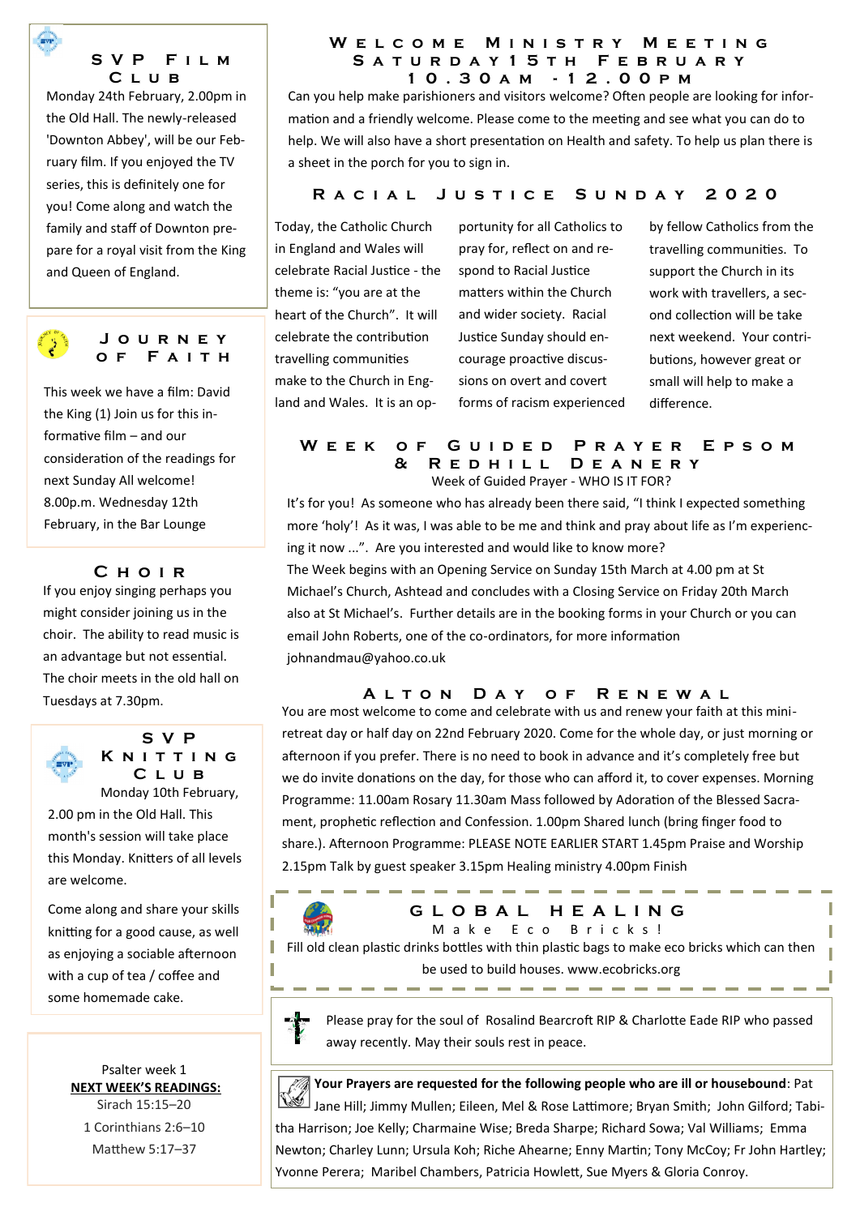## SVP Film Club

Monday 24th February, 2.00pm in the Old Hall. The newly-released 'Downton Abbey', will be our February film. If you enjoyed the TV series, this is definitely one for you! Come along and watch the family and staff of Downton prepare for a royal visit from the King and Queen of England.

## Journey of Faith

This week we have a film: David the King (1) Join us for this informative film – and our consideration of the readings for next Sunday All welcome! 8.00p.m. Wednesday 12th February, in the Bar Lounge

## Choir

If you enjoy singing perhaps you might consider joining us in the choir. The ability to read music is an advantage but not essential. The choir meets in the old hall on Tuesdays at 7.30pm.

## SVP Knitting Club

Monday 10th February, 2.00 pm in the Old Hall. This month's session will take place this Monday. Knitters of all levels are welcome.

Come along and share your skills knitting for a good cause, as well as enjoying a sociable afternoon with a cup of tea / coffee and some homemade cake.

Psalter week 1

**NEXT WEEK'S READINGS:**

Sirach 15:15–20

1 Corinthians 2:6–10

Matthew 5:17–37

## Welcome Ministry Meeting Saturday 15th February 10.30am - 12.00pm

Can you help make parishioners and visitors make welcome? Often people are looking for information and a friendly welcome. Please come to the meeting and see what you can do to help. We will also have a short presentation on Health and safety. To help us plan there is a sheet in the porch for you to sign in.

## Racial Justice Sunday 2020

Today, the Catholic Church in England and Wales will celebrate Racial Justice - the theme is: "you are at the heart of the Church". It will celebrate the contribution travelling communities make to the Church in England and Wales. It is an opportunity for all Catholics to pray for, reflect on and respond to Racial Justice matters within the Church and wider society. Racial Justice Sunday should encourage proactive discussions on overt and covert forms of racism experienced by fellow Catholics from the travelling communities. To support the Church in its work with travellers, a second collection will be take next weekend. Your contributions, however great or small will help to make a difference.

## Week of Guided Prayer Epsom & Redhill Deanery

Week of Guided Prayer - WHO IS IT FOR?

It's for you! As someone who has already been there said, "I think I expected something more 'holy'! As it was, I was able to be me and think and pray about life as I'm experiencing it now ...". Are you interested and would like to know more?

The Week begins with an Opening Service on Sunday 15th March at 4.00 pm at St Michael's Church, Ashtead and concludes with a Closing Service on Friday 20th March also at St Michael's. Further details are in the booking forms in your Church or you can email John Roberts, one of the co-ordinators, for more information johnandmau@yahoo.co.uk

## Alton Day of Renewal

You are most welcome to come and celebrate with us and renew your faith at this mini-retreat day or half day on 22nd February 2020. Come for the whole day, or just morning or afternoon if you prefer. There is no need to book in advance and it's completely free but we do invite donations on the day, for those who can afford it, to cover expenses. Morning Programme: 11.00am Rosary 11.30am Mass followed by Adoration of the Blessed Sacrament, prophetic reflection and Confession. 1.00pm Shared lunch (bring finger food to share.). Afternoon Programme: PLEASE NOTE EARLIER START 1.45pm Praise and Worship 2.15pm Talk by guest speaker 3.15pm Healing ministry 4.00pm Finish

## Global Healing

Make Eco Bricks!

Fill old clean plastic drinks bottles with thin plastic bags to make eco bricks which can then be used to build houses. www.ecobricks.org

Please pray for the soul of Rosalind Bearcroft RIP & Charlotte Eade RIP who passed away recently. May their souls rest in peace.

**Your Prayers are requested for the following people who are ill or housebound**: Pat Jane Hill; Jimmy Mullen; Eileen, Mel & Rose Lattimore; Bryan Smith; John Gilford; Tabitha Harrison; Joe Kelly; Charmaine Wise; Breda Sharpe; Richard Sowa; Val Williams; Emma Newton; Charley Lunn; Ursula Koh; Riche Ahearne; Enny Martin; Tony McCoy; Fr John Hartley; Yvonne Perera; Maribel Chambers, Patricia Howlett, Sue Myers & Gloria Conroy.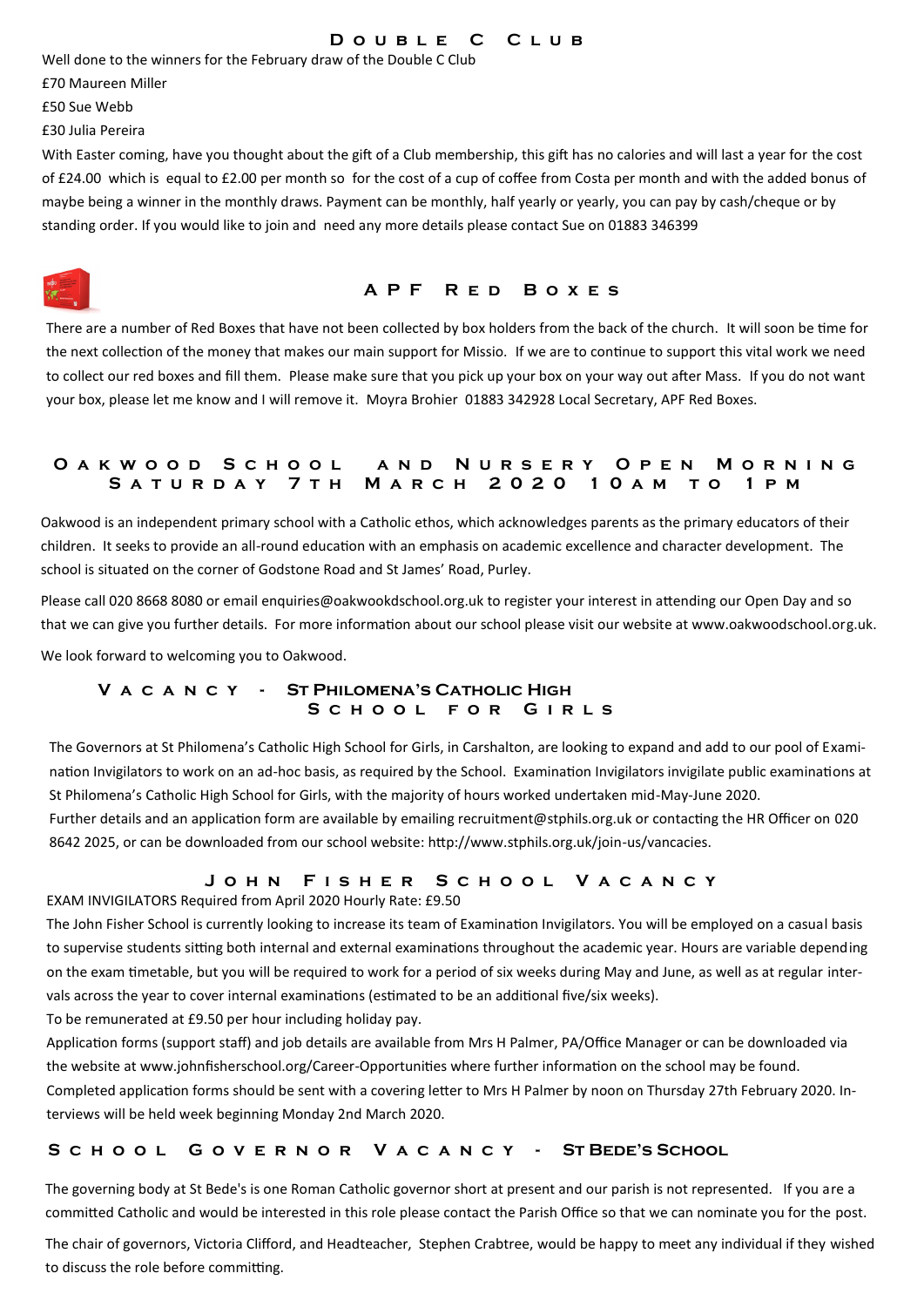## Double C Club

Well done to the winners for the February draw of the Double C Club

£70 Maureen Miller

£50 Sue Webb

£30 Julia Pereira

With Easter coming, have you thought about the gift of a Club membership, this gift has no calories and will last a year for the cost of £24.00 which is equal to £2.00 per month so for the cost of a cup of coffee from Costa per month and with the added bonus of maybe being a winner in the monthly draws. Payment can be monthly, half yearly or yearly, you can pay by cash/cheque or by standing order. If you would like to join and need any more details please contact Sue on 01883 346399

## APF Red Boxes

There are a number of Red Boxes that have not been collected by box holders from the back of the church. It will soon be time for the next collection of the money that makes our main support for Missio. If we are to continue to support this vital work we need to collect our red boxes and fill them. Please make sure that you pick up your box on your way out after Mass. If you do not want your box, please let me know and I will remove it. Moyra Brohier 01883 342928 Local Secretary, APF Red Boxes.

## Oakwood School and Nursery Open Morning Saturday 7th March 2020 10am to 1pm

Oakwood is an independent primary school with a Catholic ethos, which acknowledges parents as the primary educators of their children. It seeks to provide an all-round education with an emphasis on academic excellence and character development. The school is situated on the corner of Godstone Road and St James' Road, Purley.

Please call 020 8668 8080 or email enquiries@oakwookdschool.org.uk to register your interest in attending our Open Day and so that we can give you further details. For more information about our school please visit our website at www.oakwoodschool.org.uk.

We look forward to welcoming you to Oakwood.

## Vacancy - St Philomena's Catholic High School for Girls

The Governors at St Philomena's Catholic High School for Girls, in Carshalton, are looking to expand and add to our pool of Examination Invigilators to work on an ad-hoc basis, as required by the School. Examination Invigilators invigilate public examinations at St Philomena's Catholic High School for Girls, with the majority of hours worked undertaken mid-May-June 2020.
Further details and an application form are available by emailing recruitment@stphils.org.uk or contacting the HR Officer on 020 8642 2025, or can be downloaded from our school website: http://www.stphils.org.uk/join-us/vacancies.

## John Fisher School Vacancy

EXAM INVIGILATORS Required from April 2020 Hourly Rate: £9.50

The John Fisher School is currently looking to increase its team of Examination Invigilators. You will be employed on a casual basis to supervise students sitting both internal and external examinations throughout the academic year. Hours are variable depending on the exam timetable, but you will be required to work for a period of six weeks during May and June, as well as at regular intervals across the year to cover internal examinations (estimated to be an additional five/six weeks).

To be remunerated at £9.50 per hour including holiday pay.

Application forms (support staff) and job details are available from Mrs H Palmer, PA/Office Manager or can be downloaded via the website at www.johnfisherschool.org/Career-Opportunities where further information on the school may be found.

Completed application forms should be sent with a covering letter to Mrs H Palmer by noon on Thursday 27th February 2020. Interviews will be held week beginning Monday 2nd March 2020.

## School Governor Vacancy - St Bede's School

The governing body at St Bede's is one Roman Catholic governor short at present and our parish is not represented. If you are a committed Catholic and would be interested in this role please contact the Parish Office so that we can nominate you for the post.

The chair of governors, Victoria Clifford, and Headteacher, Stephen Crabtree, would be happy to meet any individual if they wished to discuss the role before committing.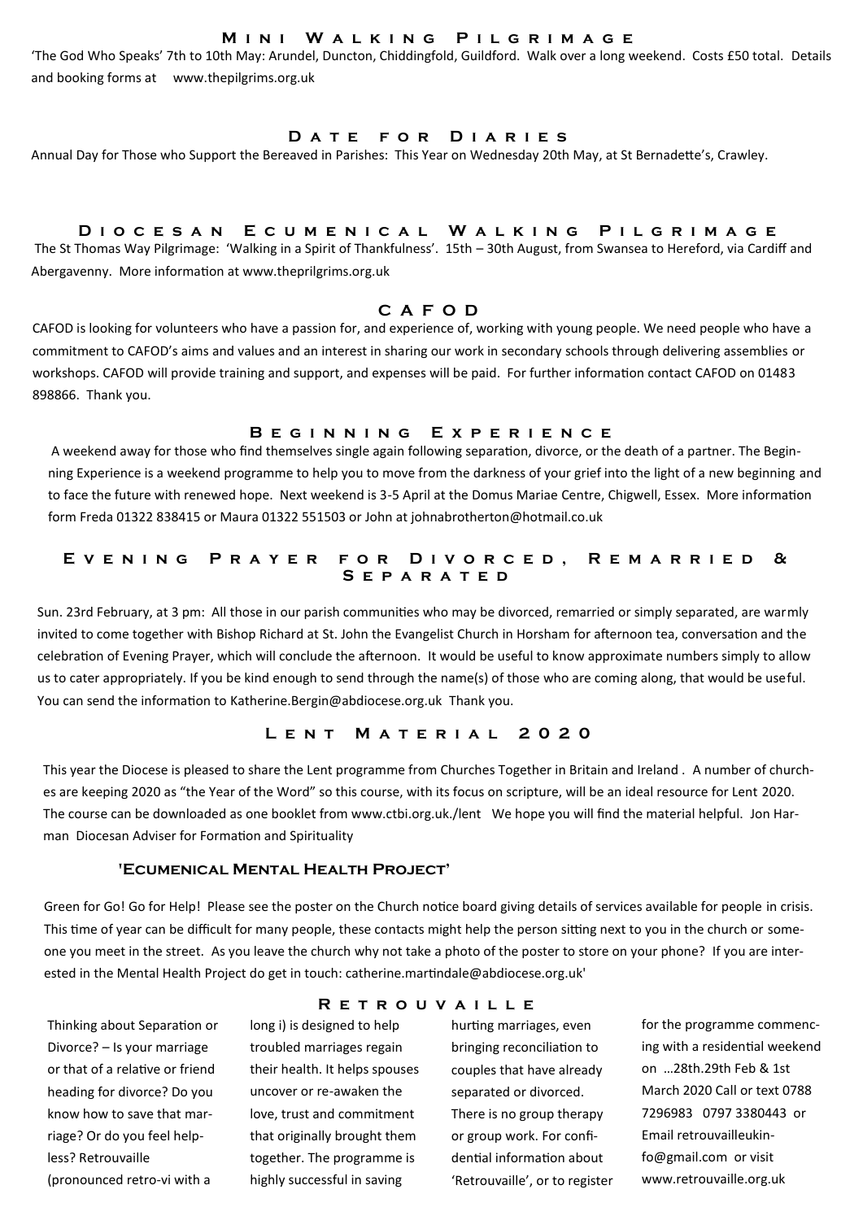## Mini Walking Pilgrimage

'The God Who Speaks' 7th to 10th May: Arundel, Duncton, Chiddingfold, Guildford. Walk over a long weekend. Costs £50 total. Details and booking forms at www.thepilgrims.org.uk

## Date for Diaries

Annual Day for Those who Support the Bereaved in Parishes: This Year on Wednesday 20th May, at St Bernadette's, Crawley.

## Diocesan Ecumenical Walking Pilgrimage

The St Thomas Way Pilgrimage: 'Walking in a Spirit of Thankfulness'. 15th – 30th August, from Swansea to Hereford, via Cardiff and Abergavenny. More information at www.theprilgrims.org.uk

## CAFOD

CAFOD is looking for volunteers who have a passion for, and experience of, working with young people. We need people who have a commitment to CAFOD's aims and values and an interest in sharing our work in secondary schools through delivering assemblies or workshops. CAFOD will provide training and support, and expenses will be paid. For further information contact CAFOD on 01483 898866. Thank you.

## Beginning Experience

A weekend away for those who find themselves single again following separation, divorce, or the death of a partner. The Beginning Experience is a weekend programme to help you to move from the darkness of your grief into the light of a new beginning and to face the future with renewed hope. Next weekend is 3-5 April at the Domus Mariae Centre, Chigwell, Essex. More information form Freda 01322 838415 or Maura 01322 551503 or John at johnabrotherton@hotmail.co.uk

## Evening Prayer for Divorced, Remarried & Separated

Sun. 23rd February, at 3 pm: All those in our parish communities who may be divorced, remarried or simply separated, are warmly invited to come together with Bishop Richard at St. John the Evangelist Church in Horsham for afternoon tea, conversation and the celebration of Evening Prayer, which will conclude the afternoon. It would be useful to know approximate numbers simply to allow us to cater appropriately. If you be kind enough to send through the name(s) of those who are coming along, that would be useful. You can send the information to Katherine.Bergin@abdiocese.org.uk Thank you.

## Lent Material 2020

This year the Diocese is pleased to share the Lent programme from Churches Together in Britain and Ireland . A number of churches are keeping 2020 as "the Year of the Word" so this course, with its focus on scripture, will be an ideal resource for Lent 2020. The course can be downloaded as one booklet from www.ctbi.org.uk./lent We hope you will find the material helpful. Jon Harman Diocesan Adviser for Formation and Spirituality

## 'Ecumenical Mental Health Project'

Green for Go! Go for Help! Please see the poster on the Church notice board giving details of services available for people in crisis. This time of year can be difficult for many people, these contacts might help the person sitting next to you in the church or someone you meet in the street. As you leave the church why not take a photo of the poster to store on your phone? If you are interested in the Mental Health Project do get in touch: catherine.martindale@abdiocese.org.uk'

## Retrouvaille

Thinking about Separation or Divorce? – Is your marriage or that of a relative or friend heading for divorce? Do you know how to save that marriage? Or do you feel helpless? Retrouvaille (pronounced retro-vi with a long i) is designed to help troubled marriages regain their health. It helps spouses uncover or re-awaken the love, trust and commitment that originally brought them together. The programme is highly successful in saving hurting marriages, even bringing reconciliation to couples that have already separated or divorced. There is no group therapy or group work. For confidential information about 'Retrouvaille', or to register for the programme commencing with a residential weekend on …28th.29th Feb & 1st March 2020 Call or text 0788 7296983 0797 3380443 or Email retrouvailleukinfo@gmail.com or visit www.retrouvaille.org.uk